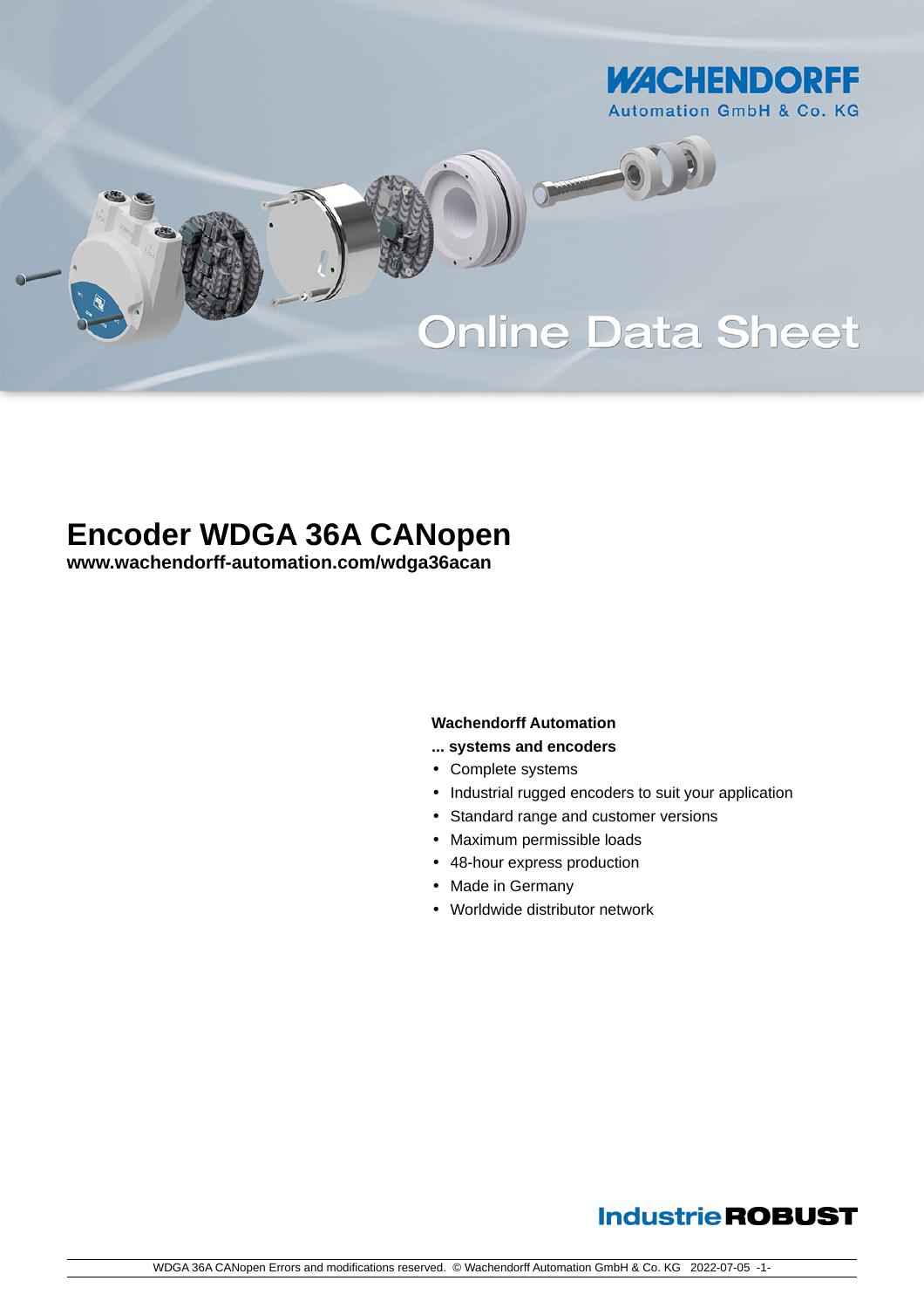# Encoder WDGA 36A CANopen

**www.wachendorff-automation.com/wdga36acan**

**Wachendorff Automation**

**... systems and encoders**

- Complete systems
- Industrial rugged encoders to suit your application
- Standard range and customer versions
- Maximum permissible loads
- 48-hour express production
- Made in Germany
- Worldwide distributor network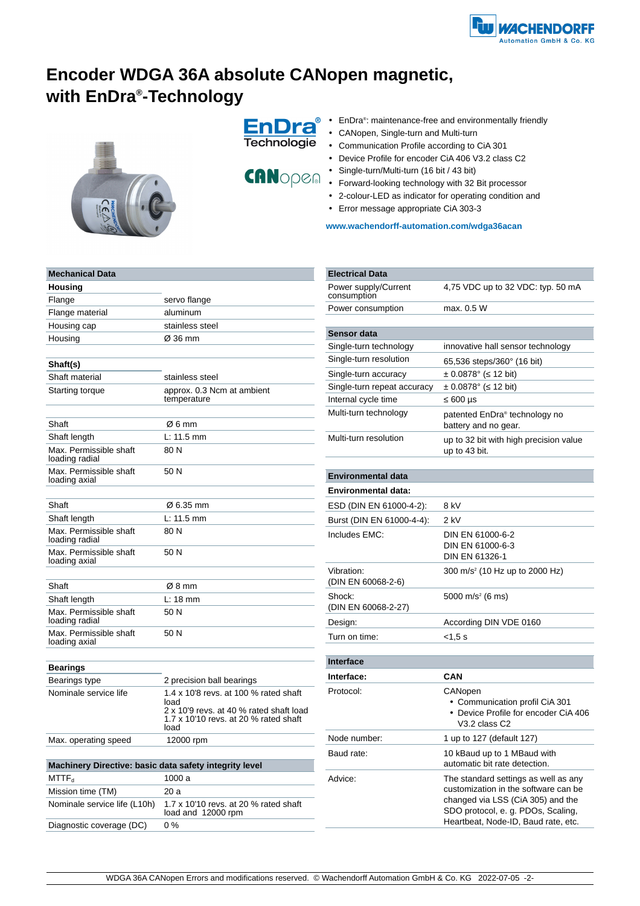# Encoder WDGA 36A absolute CANopen magnetic, with EnDra®-Technology

- EnDra®: maintenance-free and environmentally friendly
- CANopen, Single-turn and Multi-turn
- Communication Profile according to CiA 301
- Device Profile for encoder CiA 406 V3.2 class C2
- Single-turn/Multi-turn (16 bit / 43 bit)
- Forward-looking technology with 32 Bit processor
- 2-colour-LED as indicator for operating condition and
- Error message appropriate CiA 303-3

**www.wachendorff-automation.com/wdga36acan**

| Mechanical Data | |
|---|---|
| **Housing** | |
| Flange | servo flange |
| Flange material | aluminum |
| Housing cap | stainless steel |
| Housing | Ø 36 mm |
| | |
| **Shaft(s)** | |
| Shaft material | stainless steel |
| Starting torque | approx. 0.3 Ncm at ambient temperature |
| | |
| Shaft | Ø 6 mm |
| Shaft length | L: 11.5 mm |
| Max. Permissible shaft loading radial | 80 N |
| Max. Permissible shaft loading axial | 50 N |
| | |
| Shaft | Ø 6.35 mm |
| Shaft length | L: 11.5 mm |
| Max. Permissible shaft loading radial | 80 N |
| Max. Permissible shaft loading axial | 50 N |
| | |
| Shaft | Ø 8 mm |
| Shaft length | L: 18 mm |
| Max. Permissible shaft loading radial | 50 N |
| Max. Permissible shaft loading axial | 50 N |
| | |
| **Bearings** | |
| Bearings type | 2 precision ball bearings |
| Nominale service life | 1.4 x 10'8 revs. at 100 % rated shaft load<br>2 x 10'9 revs. at 40 % rated shaft load<br>1.7 x 10'10 revs. at 20 % rated shaft load |
| Max. operating speed | 12000 rpm |

| Machinery Directive: basic data safety integrity level | |
|---|---|
| $MTTF_d$ | 1000 a |
| Mission time (TM) | 20 a |
| Nominale service life (L10h) | 1.7 x 10'10 revs. at 20 % rated shaft load and 12000 rpm |
| Diagnostic coverage (DC) | 0 % |

| Electrical Data | |
|---|---|
| Power supply/Current consumption | 4,75 VDC up to 32 VDC: typ. 50 mA |
| Power consumption | max. 0.5 W |

| Sensor data | |
|---|---|
| Single-turn technology | innovative hall sensor technology |
| Single-turn resolution | 65,536 steps/360° (16 bit) |
| Single-turn accuracy | ± 0.0878° (≤ 12 bit) |
| Single-turn repeat accuracy | ± 0.0878° (≤ 12 bit) |
| Internal cycle time | ≤ 600 µs |
| Multi-turn technology | patented EnDra® technology no battery and no gear. |
| Multi-turn resolution | up to 32 bit with high precision value up to 43 bit. |

| Environmental data | |
|---|---|
| **Environmental data:** | |
| ESD (DIN EN 61000-4-2): | 8 kV |
| Burst (DIN EN 61000-4-4): | 2 kV |
| Includes EMC: | DIN EN 61000-6-2<br>DIN EN 61000-6-3<br>DIN EN 61326-1 |
| Vibration: (DIN EN 60068-2-6) | 300 m/s² (10 Hz up to 2000 Hz) |
| Shock: (DIN EN 60068-2-27) | 5000 m/s² (6 ms) |
| Design: | According DIN VDE 0160 |
| Turn on time: | <1,5 s |

| Interface | |
|---|---|
| **Interface:** | **CAN** |
| Protocol: | CANopen<br>• Communication profil CiA 301<br>• Device Profile for encoder CiA 406 V3.2 class C2 |
| Node number: | 1 up to 127 (default 127) |
| Baud rate: | 10 kBaud up to 1 MBaud with automatic bit rate detection. |
| Advice: | The standard settings as well as any customization in the software can be changed via LSS (CiA 305) and the SDO protocol, e. g. PDOs, Scaling, Heartbeat, Node-ID, Baud rate, etc. |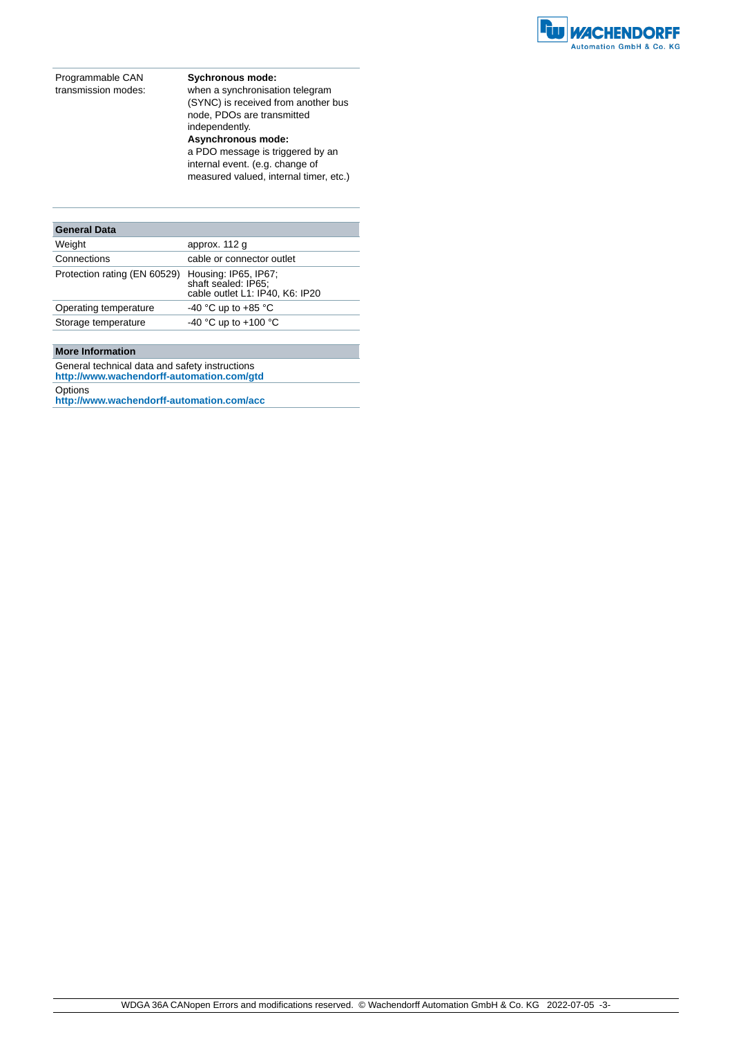| | |
|---|---|
| Programmable CAN transmission modes: | **Sychronous mode:** when a synchronisation telegram (SYNC) is received from another bus node, PDOs are transmitted independently. **Asynchronous mode:** a PDO message is triggered by an internal event. (e.g. change of measured valued, internal timer, etc.) |

| General Data | |
|---|---|
| Weight | approx. 112 g |
| Connections | cable or connector outlet |
| Protection rating (EN 60529) | Housing: IP65, IP67; shaft sealed: IP65; cable outlet L1: IP40, K6: IP20 |
| Operating temperature | -40 °C up to +85 °C |
| Storage temperature | -40 °C up to +100 °C |

| More Information |
|---|
| General technical data and safety instructions **http://www.wachendorff-automation.com/gtd** |
| Options **http://www.wachendorff-automation.com/acc** |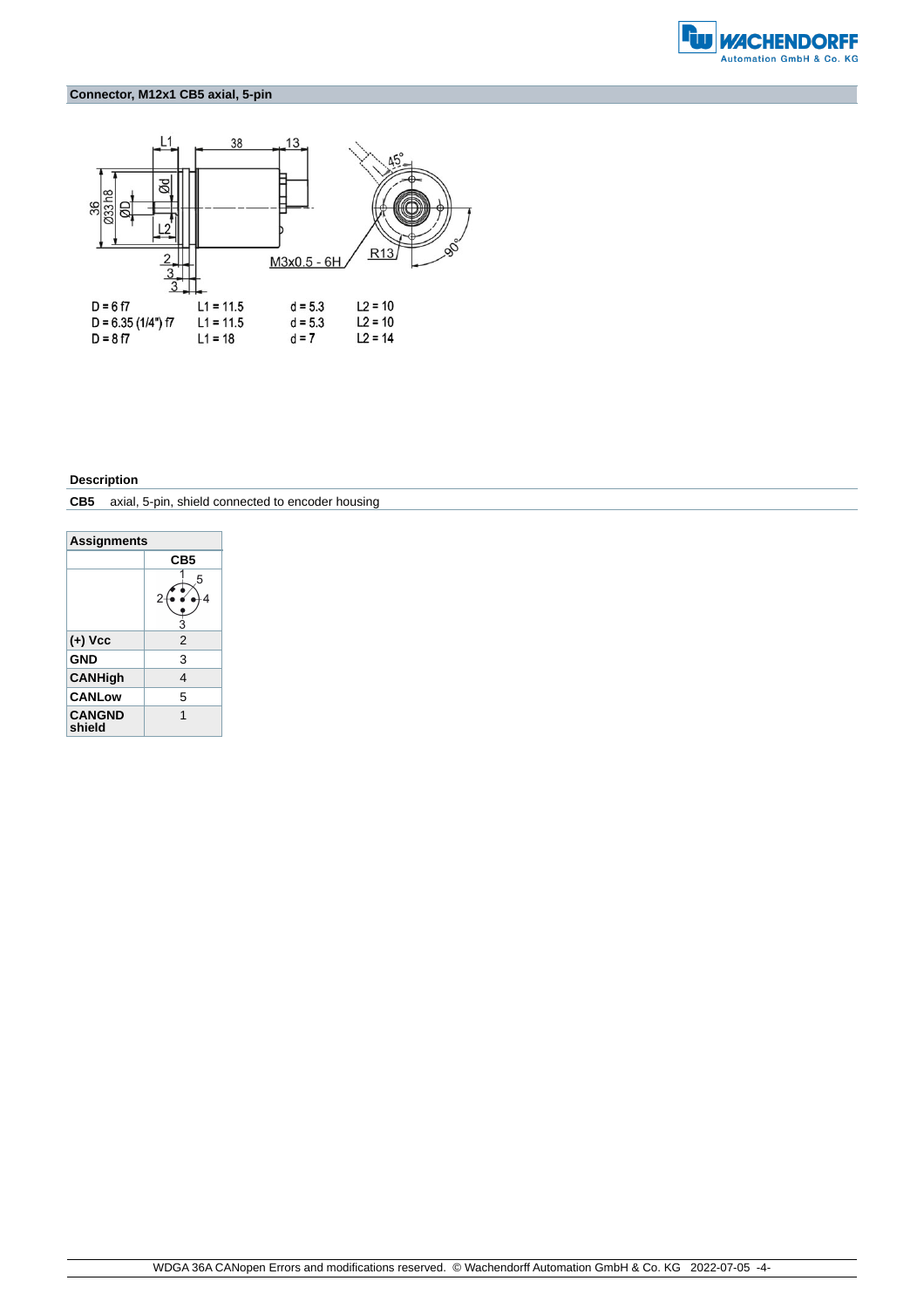## Connector, M12x1 CB5 axial, 5-pin

| D | L1 | d | L2 |
|---|---|---|---|
| D = 6 f7 | L1 = 11.5 | d = 5.3 | L2 = 10 |
| D = 6.35 (1/4") f7 | L1 = 11.5 | d = 5.3 | L2 = 10 |
| D = 8 f7 | L1 = 18 | d = 7 | L2 = 14 |

### Description

| | |
|---|---|
| **CB5** | axial, 5-pin, shield connected to encoder housing |

| **Assignments** | **CB5** |
|---|---|
| **(+) Vcc** | 2 |
| **GND** | 3 |
| **CANHigh** | 4 |
| **CANLow** | 5 |
| **CANGND shield** | 1 |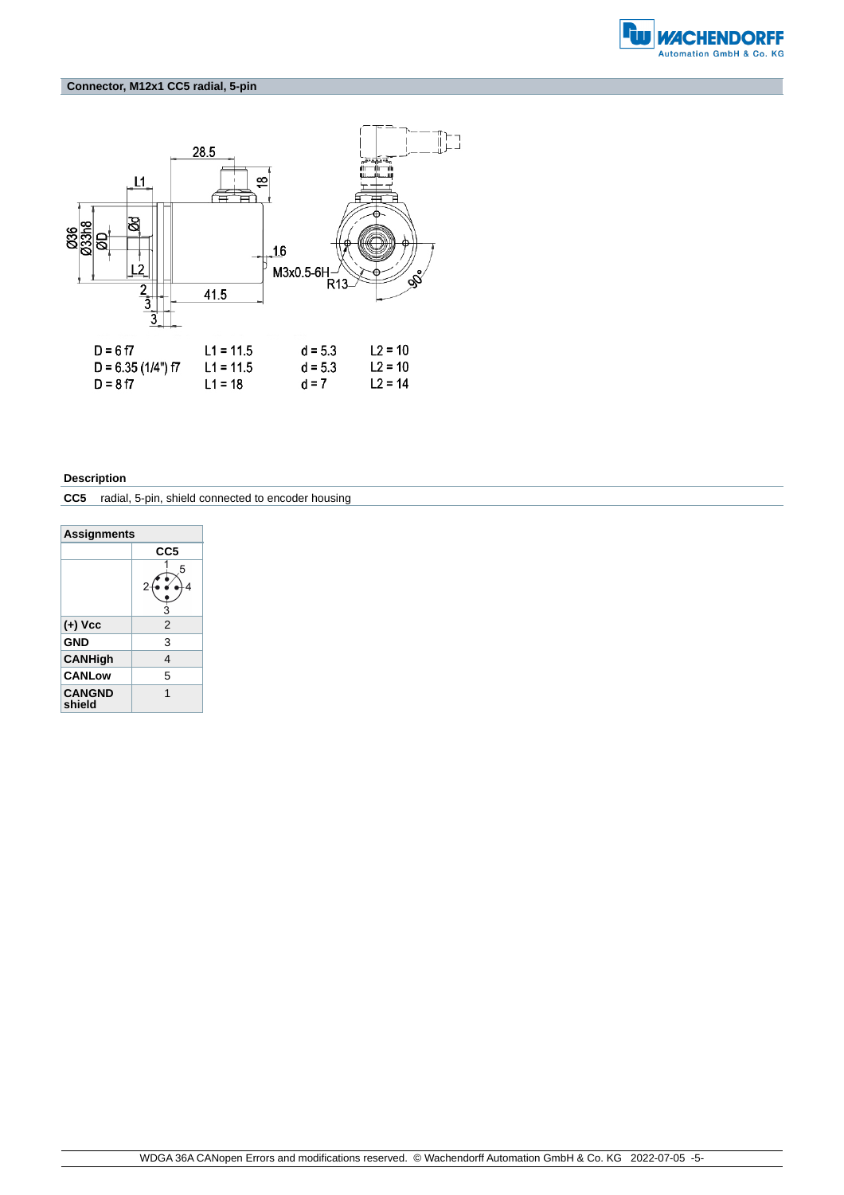## Connector, M12x1 CC5 radial, 5-pin

| | | | |
|---|---|---|---|
| D = 6 f7 | L1 = 11.5 | d = 5.3 | L2 = 10 |
| D = 6.35 (1/4") f7 | L1 = 11.5 | d = 5.3 | L2 = 10 |
| D = 8 f7 | L1 = 18 | d = 7 | L2 = 14 |

### Description

**CC5** radial, 5-pin, shield connected to encoder housing

| Assignments | CC5 |
|---|---|
| (+) Vcc | 2 |
| GND | 3 |
| CANHigh | 4 |
| CANLow | 5 |
| CANGND shield | 1 |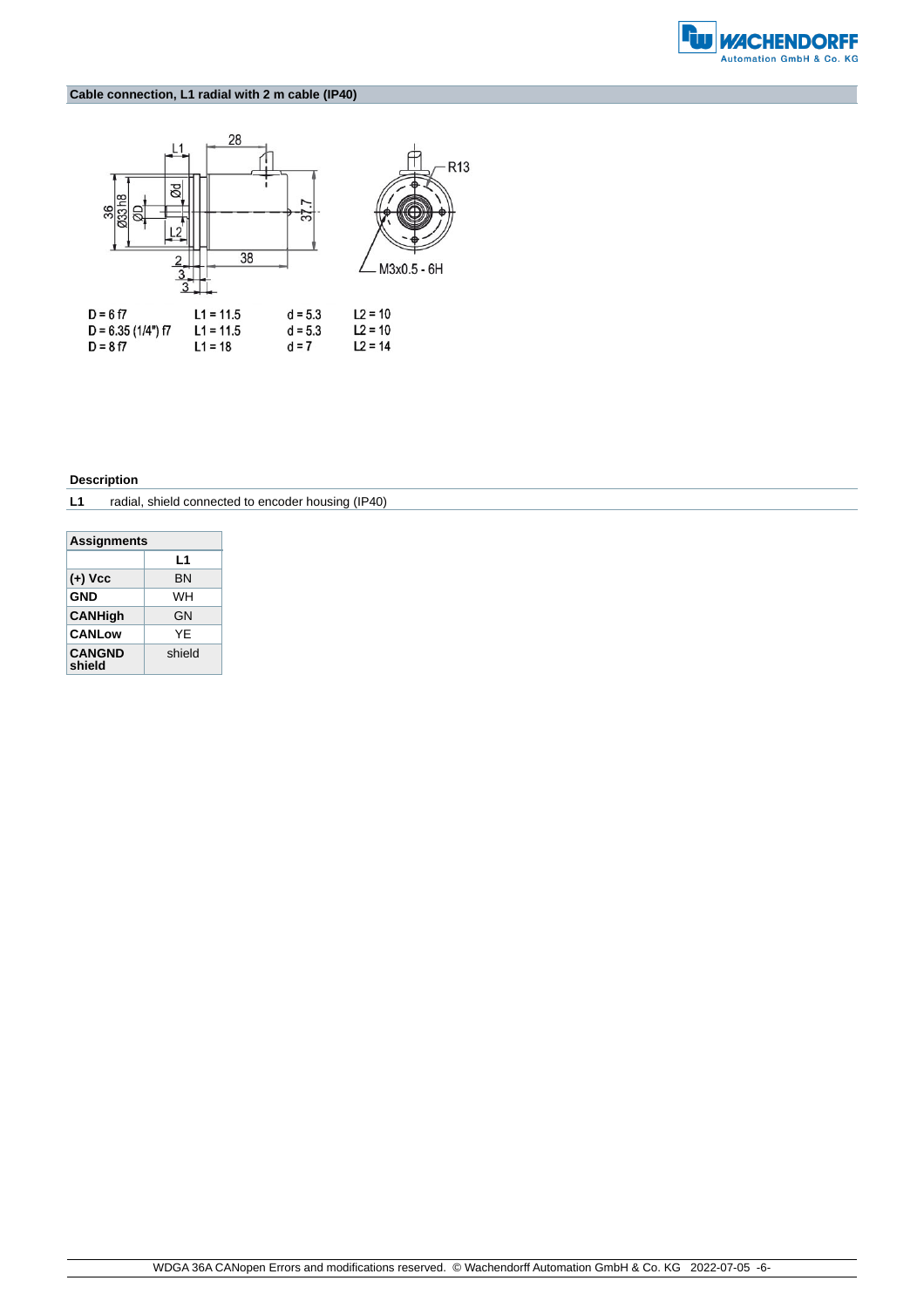## Cable connection, L1 radial with 2 m cable (IP40)

| D | L1 | d | L2 |
|---|---|---|---|
| D = 6 f7 | L1 = 11.5 | d = 5.3 | L2 = 10 |
| D = 6.35 (1/4") f7 | L1 = 11.5 | d = 5.3 | L2 = 10 |
| D = 8 f7 | L1 = 18 | d = 7 | L2 = 14 |

**Description**

**L1** radial, shield connected to encoder housing (IP40)

| Assignments | L1 |
|---|---|
| **(+) Vcc** | BN |
| **GND** | WH |
| **CANHigh** | GN |
| **CANLow** | YE |
| **CANGND shield** | shield |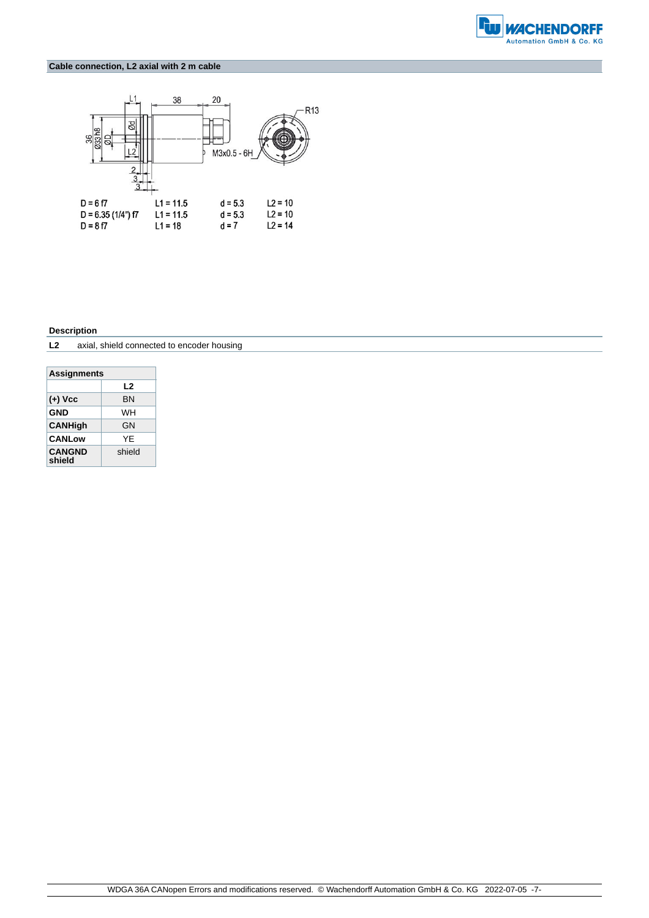## Cable connection, L2 axial with 2 m cable

| D | L1 | d | L2 |
|---|---|---|---|
| D = 6 f7 | L1 = 11.5 | d = 5.3 | L2 = 10 |
| D = 6.35 (1/4") f7 | L1 = 11.5 | d = 5.3 | L2 = 10 |
| D = 8 f7 | L1 = 18 | d = 7 | L2 = 14 |

### Description

| | |
|---|---|
| **L2** | axial, shield connected to encoder housing |

| **Assignments** | |
|---|---|
| | **L2** |
| **(+) Vcc** | BN |
| **GND** | WH |
| **CANHigh** | GN |
| **CANLow** | YE |
| **CANGND shield** | shield |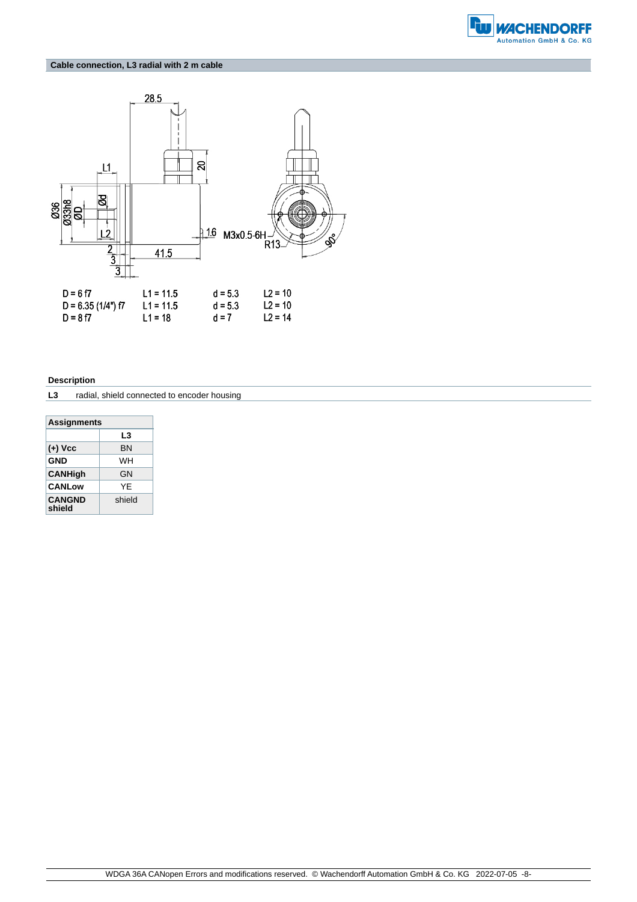## Cable connection, L3 radial with 2 m cable

28.5

20

L1

Ø36 Ø33h8 ØD Ød

L2

2

3

3

41.5

1.6

M3x0.5-6H

R13

90°

| D | L1 | d | L2 |
|---|---|---|---|
| D = 6 f7 | L1 = 11.5 | d = 5.3 | L2 = 10 |
| D = 6.35 (1/4") f7 | L1 = 11.5 | d = 5.3 | L2 = 10 |
| D = 8 f7 | L1 = 18 | d = 7 | L2 = 14 |

### Description

**L3** radial, shield connected to encoder housing

| Assignments | |
|---|---|
| | **L3** |
| **(+) Vcc** | BN |
| **GND** | WH |
| **CANHigh** | GN |
| **CANLow** | YE |
| **CANGND shield** | shield |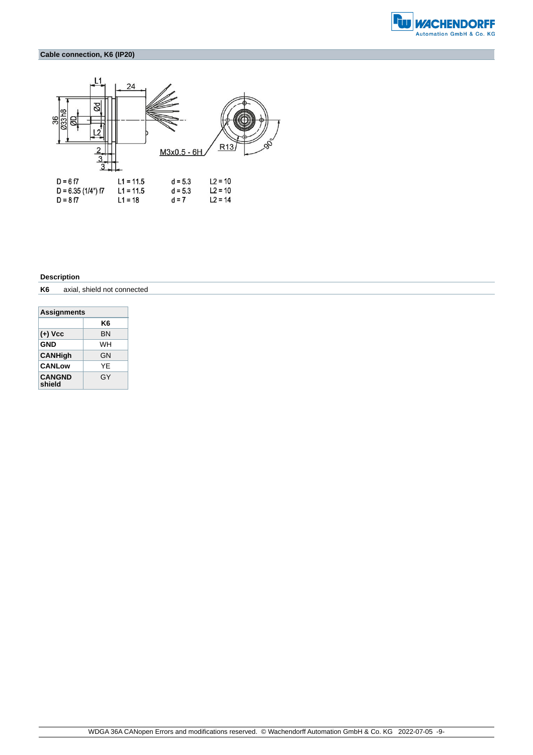## Cable connection, K6 (IP20)

| D | L1 | d | L2 |
|---|---|---|---|
| D = 6 f7 | L1 = 11.5 | d = 5.3 | L2 = 10 |
| D = 6.35 (1/4") f7 | L1 = 11.5 | d = 5.3 | L2 = 10 |
| D = 8 f7 | L1 = 18 | d = 7 | L2 = 14 |

### Description

| | |
|---|---|
| **K6** | axial, shield not connected |

| Assignments | |
|---|---|
| | **K6** |
| **(+) Vcc** | BN |
| **GND** | WH |
| **CANHigh** | GN |
| **CANLow** | YE |
| **CANGND shield** | GY |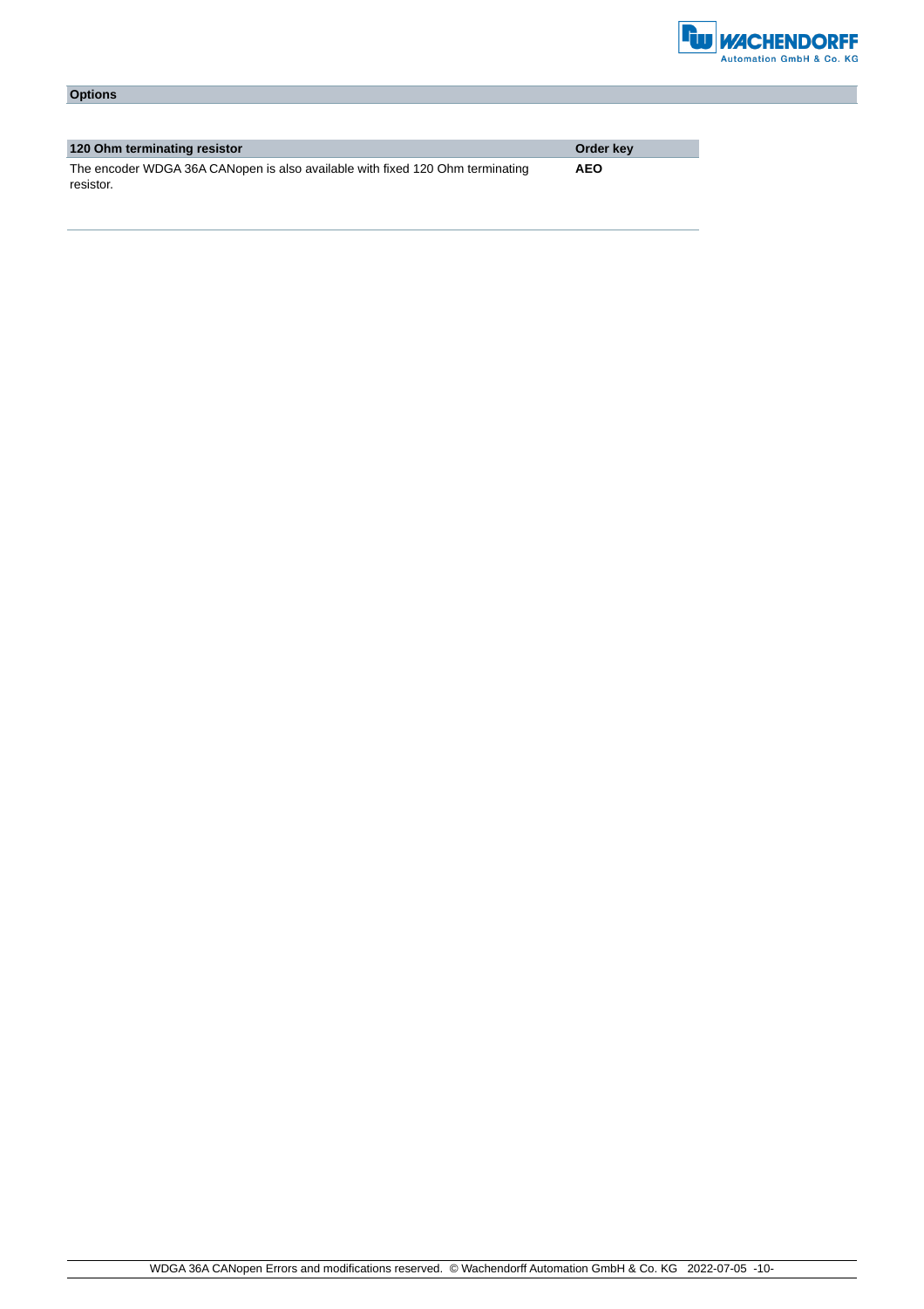## Options

| 120 Ohm terminating resistor | Order key |
|---|---|
| The encoder WDGA 36A CANopen is also available with fixed 120 Ohm terminating resistor. | **AEO** |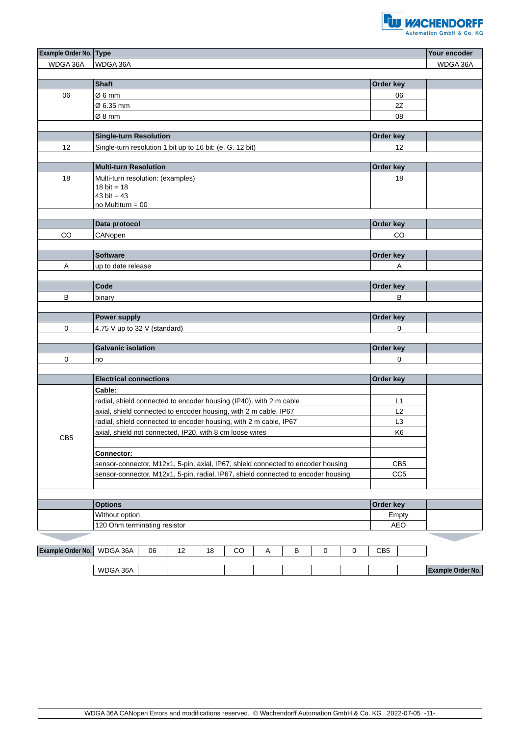| Example Order No. | Type | | Your encoder |
|---|---|---|---|
| WDGA 36A | WDGA 36A | | WDGA 36A |
| | **Shaft** | **Order key** | |
| 06 | Ø 6 mm | 06 | |
| | Ø 6.35 mm | 2Z | |
| | Ø 8 mm | 08 | |
| | **Single-turn Resolution** | **Order key** | |
| 12 | Single-turn resolution 1 bit up to 16 bit: (e. G. 12 bit) | 12 | |
| | **Multi-turn Resolution** | **Order key** | |
| 18 | Multi-turn resolution: (examples)<br>18 bit = 18<br>43 bit = 43<br>no Multiturn = 00 | 18 | |
| | **Data protocol** | **Order key** | |
| CO | CANopen | CO | |
| | **Software** | **Order key** | |
| A | up to date release | A | |
| | **Code** | **Order key** | |
| B | binary | B | |
| | **Power supply** | **Order key** | |
| 0 | 4.75 V up to 32 V (standard) | 0 | |
| | **Galvanic isolation** | **Order key** | |
| 0 | no | 0 | |
| | **Electrical connections** | **Order key** | |
| CB5 | **Cable:** | | |
| | radial, shield connected to encoder housing (IP40), with 2 m cable | L1 | |
| | axial, shield connected to encoder housing, with 2 m cable, IP67 | L2 | |
| | radial, shield connected to encoder housing, with 2 m cable, IP67 | L3 | |
| | axial, shield not connected, IP20, with 8 cm loose wires | K6 | |
| | **Connector:** | | |
| | sensor-connector, M12x1, 5-pin, axial, IP67, shield connected to encoder housing | CB5 | |
| | sensor-connector, M12x1, 5-pin, radial, IP67, shield connected to encoder housing | CC5 | |
| | **Options** | **Order key** | |
| | Without option | Empty | |
| | 120 Ohm terminating resistor | AEO | |

| Example Order No. | WDGA 36A | 06 | 12 | 18 | CO | A | B | 0 | 0 | CB5 | | |
|---|---|---|---|---|---|---|---|---|---|---|---|---|
| | WDGA 36A | | | | | | | | | | | Example Order No. |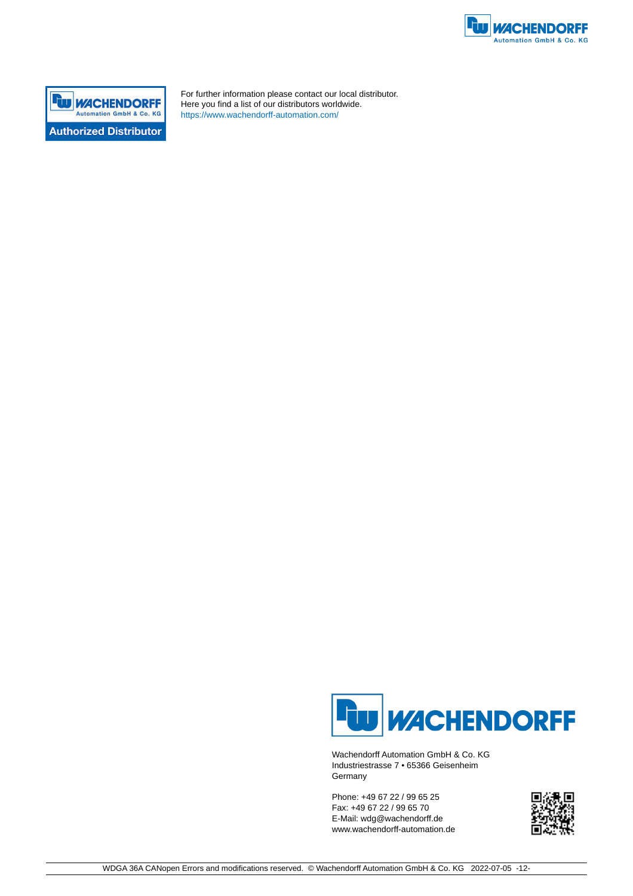Authorized Distributor

For further information please contact our local distributor.
Here you find a list of our distributors worldwide.
https://www.wachendorff-automation.com/

Wachendorff Automation GmbH & Co. KG
Industriestrasse 7 • 65366 Geisenheim
Germany

Phone: +49 67 22 / 99 65 25
Fax: +49 67 22 / 99 65 70
E-Mail: wdg@wachendorff.de
www.wachendorff-automation.de